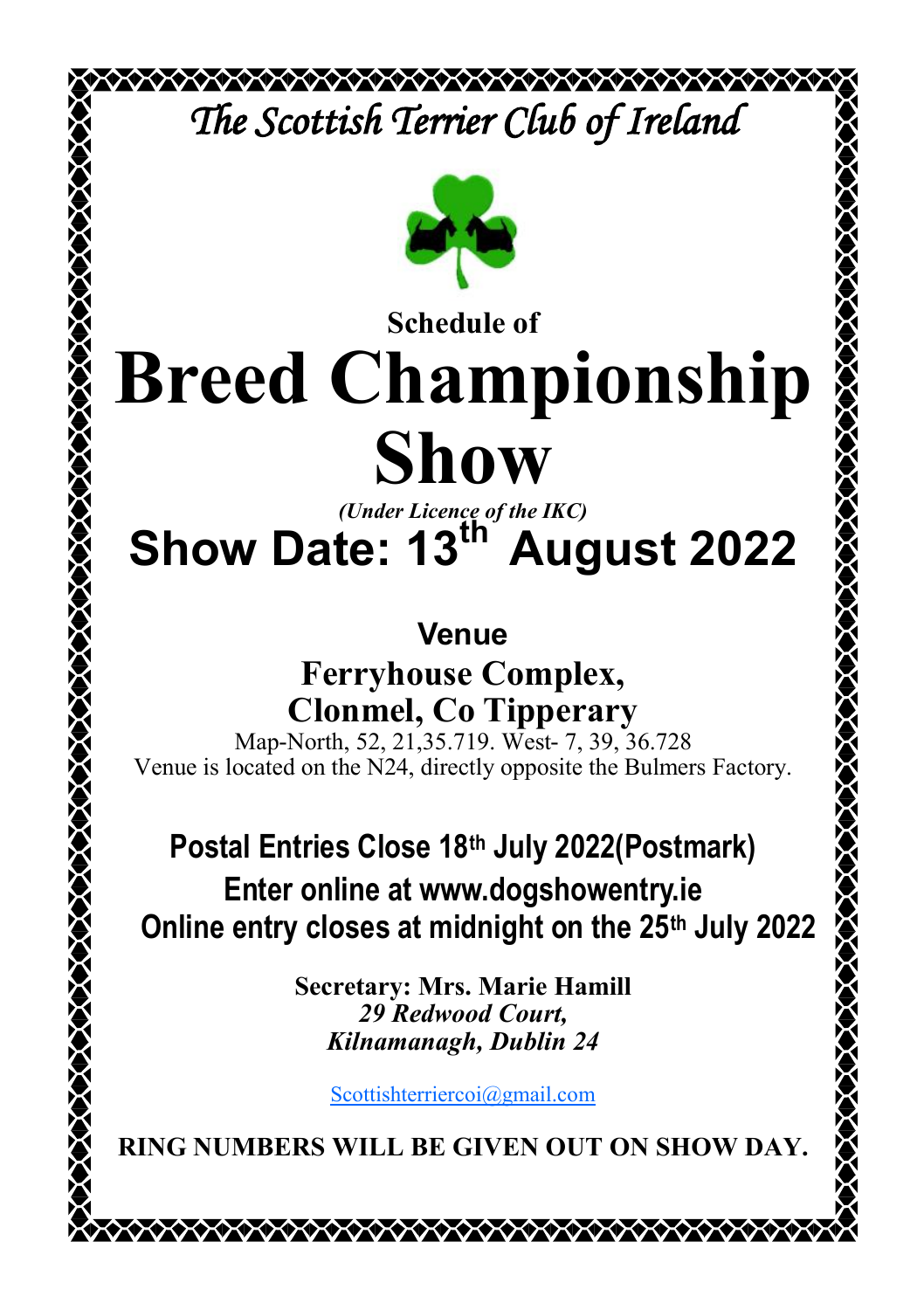# *The Scottish Terrier Club of Ireland*

**Schedule of**

# Breed Championship Show

***(Under Licence of the IKC)***

## Show Date: 13th August 2022

**Venue**

**Ferryhouse Complex,**
**Clonmel, Co Tipperary**

Map-North, 52, 21,35.719. West- 7, 39, 36.728
Venue is located on the N24, directly opposite the Bulmers Factory.

**Postal Entries Close 18th July 2022(Postmark)**
**Enter online at www.dogshowentry.ie**
**Online entry closes at midnight on the 25th July 2022**

**Secretary: Mrs. Marie Hamill**
***29 Redwood Court,***
***Kilnamanagh, Dublin 24***

Scottishterriercoi@gmail.com

**RING NUMBERS WILL BE GIVEN OUT ON SHOW DAY.**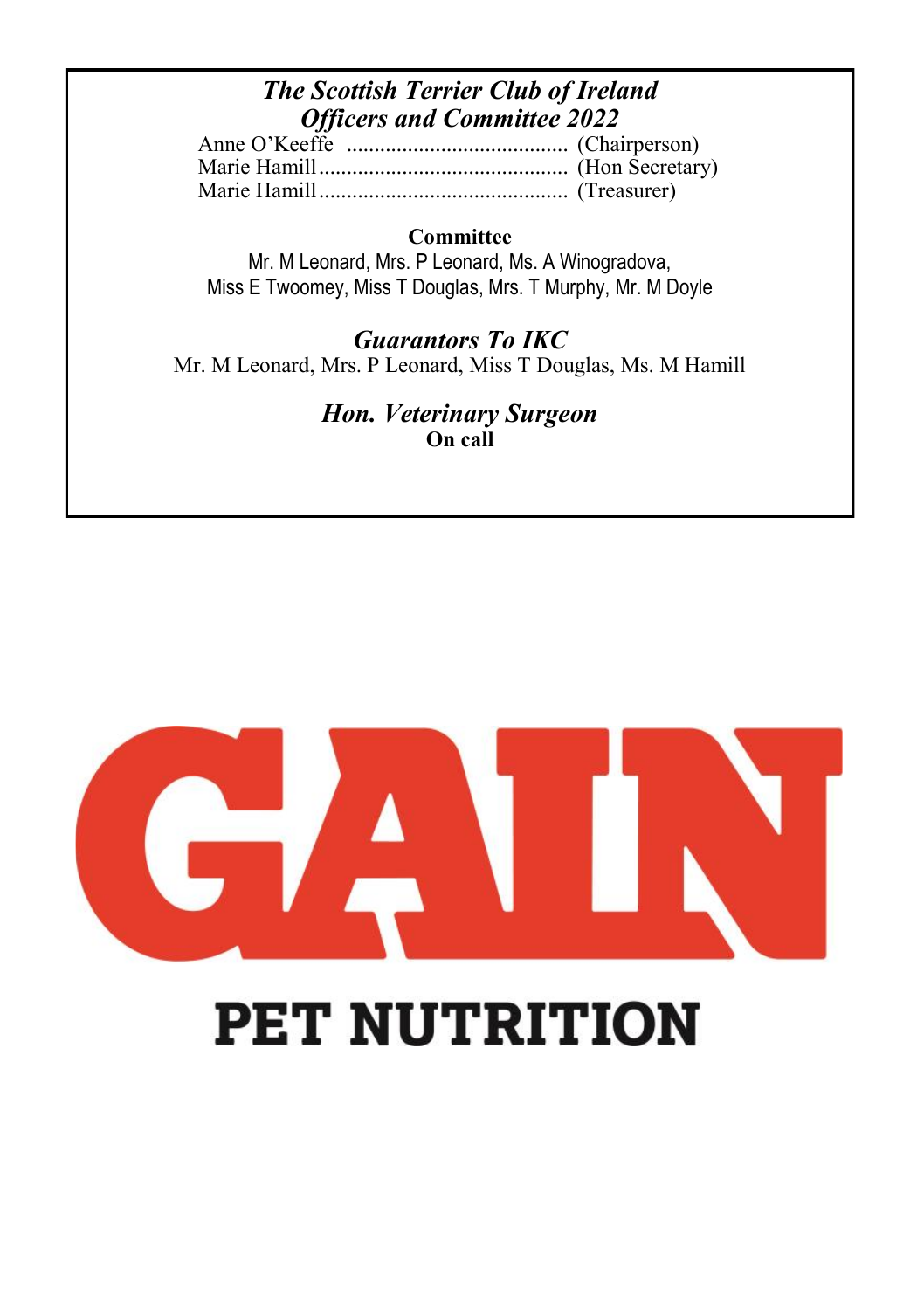## *The Scottish Terrier Club of Ireland*
## *Officers and Committee 2022*

Anne O'Keeffe ........................................ (Chairperson)
Marie Hamill ............................................ (Hon Secretary)
Marie Hamill ............................................ (Treasurer)

**Committee**

Mr. M Leonard, Mrs. P Leonard, Ms. A Winogradova,
Miss E Twoomey, Miss T Douglas, Mrs. T Murphy, Mr. M Doyle

## *Guarantors To IKC*

Mr. M Leonard, Mrs. P Leonard, Miss T Douglas, Ms. M Hamill

## *Hon. Veterinary Surgeon*

**On call**

GAIN

PET NUTRITION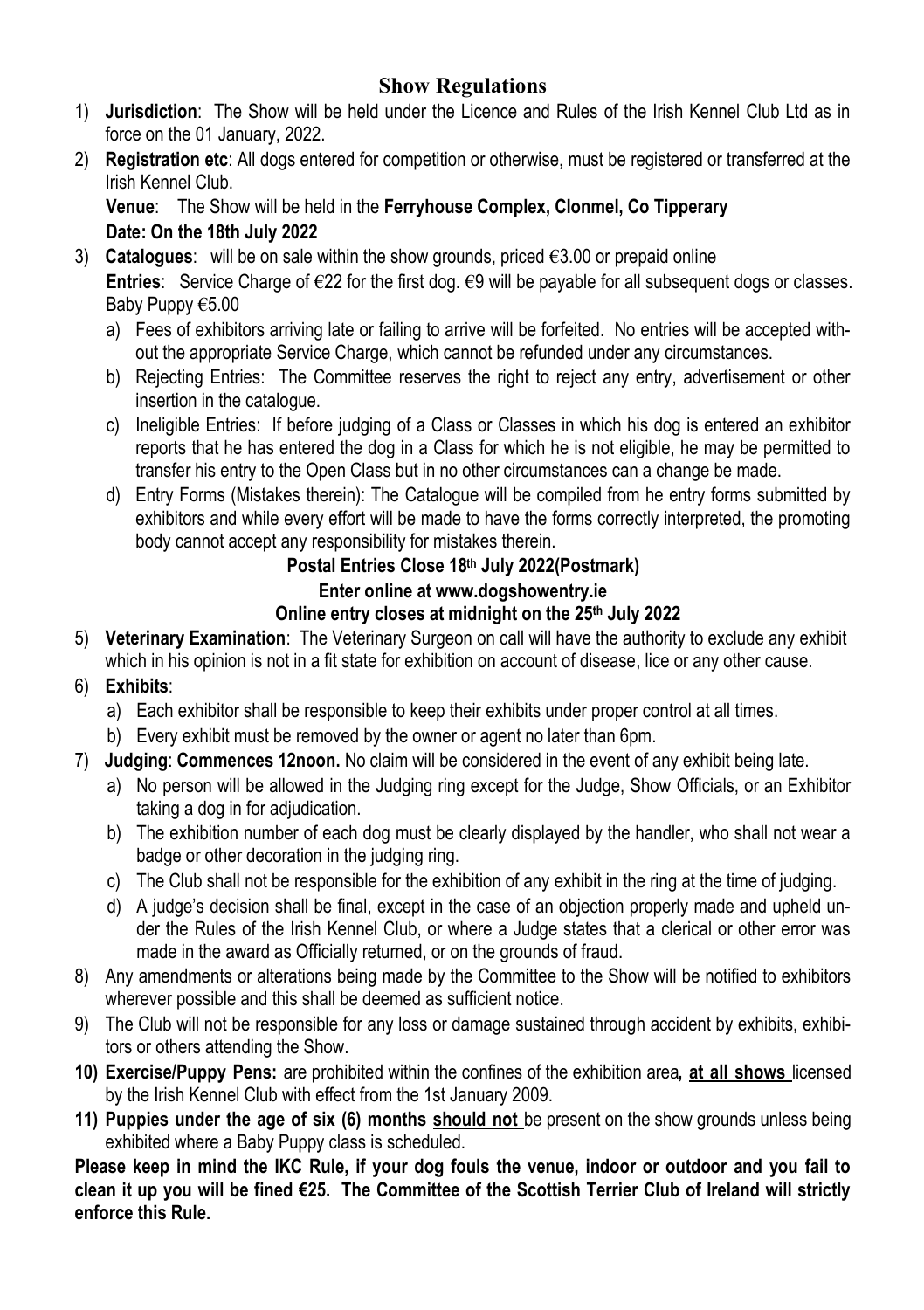## Show Regulations

1) **Jurisdiction**: The Show will be held under the Licence and Rules of the Irish Kennel Club Ltd as in force on the 01 January, 2022.
2) **Registration etc**: All dogs entered for competition or otherwise, must be registered or transferred at the Irish Kennel Club.

   **Venue**: The Show will be held in the **Ferryhouse Complex, Clonmel, Co Tipperary**
   **Date: On the 18th July 2022**
3) **Catalogues**: will be on sale within the show grounds, priced €3.00 or prepaid online

   **Entries**: Service Charge of €22 for the first dog. €9 will be payable for all subsequent dogs or classes. Baby Puppy €5.00
   a) Fees of exhibitors arriving late or failing to arrive will be forfeited. No entries will be accepted without the appropriate Service Charge, which cannot be refunded under any circumstances.
   b) Rejecting Entries: The Committee reserves the right to reject any entry, advertisement or other insertion in the catalogue.
   c) Ineligible Entries: If before judging of a Class or Classes in which his dog is entered an exhibitor reports that he has entered the dog in a Class for which he is not eligible, he may be permitted to transfer his entry to the Open Class but in no other circumstances can a change be made.
   d) Entry Forms (Mistakes therein): The Catalogue will be compiled from he entry forms submitted by exhibitors and while every effort will be made to have the forms correctly interpreted, the promoting body cannot accept any responsibility for mistakes therein.

**Postal Entries Close 18th July 2022(Postmark)**

**Enter online at www.dogshowentry.ie**

**Online entry closes at midnight on the 25th July 2022**

5) **Veterinary Examination**: The Veterinary Surgeon on call will have the authority to exclude any exhibit which in his opinion is not in a fit state for exhibition on account of disease, lice or any other cause.
6) **Exhibits**:
   a) Each exhibitor shall be responsible to keep their exhibits under proper control at all times.
   b) Every exhibit must be removed by the owner or agent no later than 6pm.
7) **Judging**: **Commences 12noon.** No claim will be considered in the event of any exhibit being late.
   a) No person will be allowed in the Judging ring except for the Judge, Show Officials, or an Exhibitor taking a dog in for adjudication.
   b) The exhibition number of each dog must be clearly displayed by the handler, who shall not wear a badge or other decoration in the judging ring.
   c) The Club shall not be responsible for the exhibition of any exhibit in the ring at the time of judging.
   d) A judge's decision shall be final, except in the case of an objection properly made and upheld under the Rules of the Irish Kennel Club, or where a Judge states that a clerical or other error was made in the award as Officially returned, or on the grounds of fraud.
8) Any amendments or alterations being made by the Committee to the Show will be notified to exhibitors wherever possible and this shall be deemed as sufficient notice.
9) The Club will not be responsible for any loss or damage sustained through accident by exhibits, exhibitors or others attending the Show.
10) **Exercise/Puppy Pens:** are prohibited within the confines of the exhibition area**, at all shows** licensed by the Irish Kennel Club with effect from the 1st January 2009.
11) **Puppies under the age of six (6) months should not** be present on the show grounds unless being exhibited where a Baby Puppy class is scheduled.

**Please keep in mind the IKC Rule, if your dog fouls the venue, indoor or outdoor and you fail to clean it up you will be fined €25. The Committee of the Scottish Terrier Club of Ireland will strictly enforce this Rule.**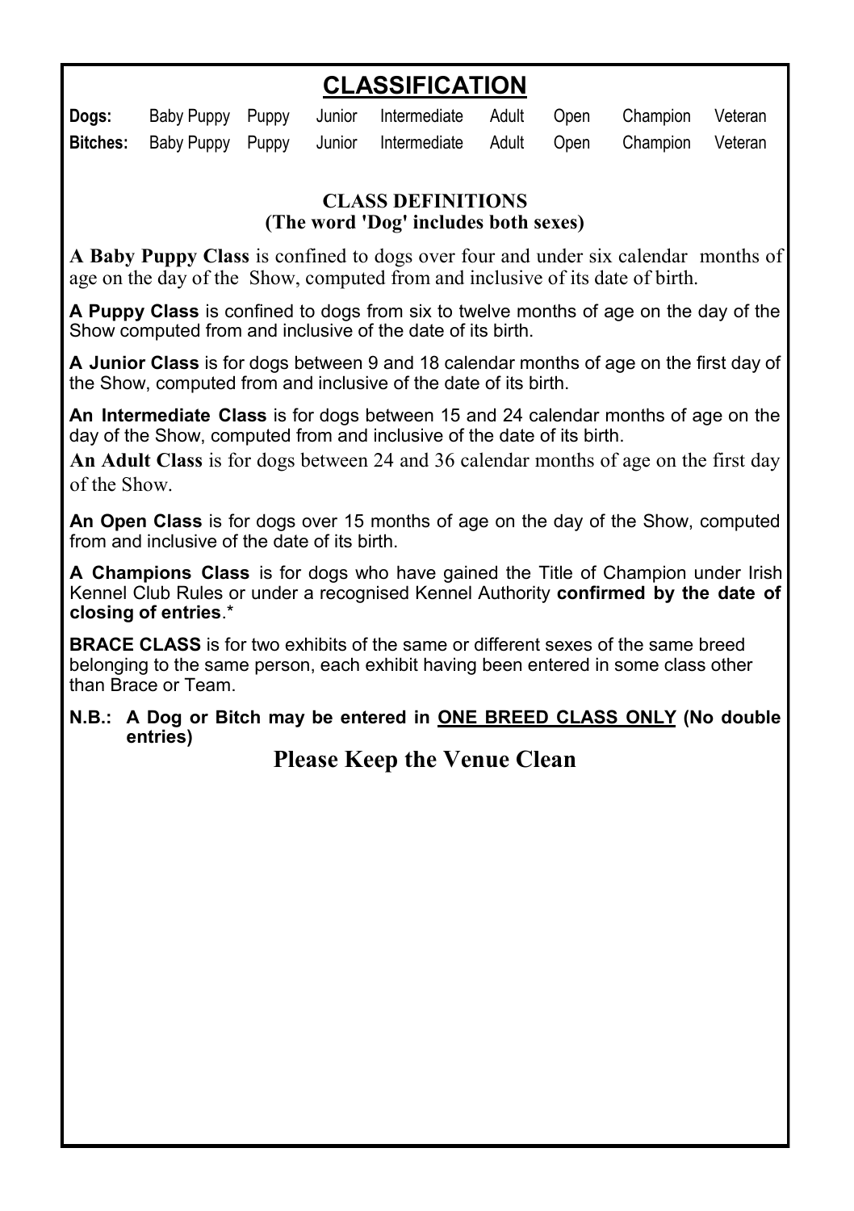# CLASSIFICATION

| | | | | | | | | |
|---|---|---|---|---|---|---|---|---|
| **Dogs:** | Baby Puppy | Puppy | Junior | Intermediate | Adult | Open | Champion | Veteran |
| **Bitches:** | Baby Puppy | Puppy | Junior | Intermediate | Adult | Open | Champion | Veteran |

## CLASS DEFINITIONS
### (The word 'Dog' includes both sexes)

**A Baby Puppy Class** is confined to dogs over four and under six calendar months of age on the day of the Show, computed from and inclusive of its date of birth.

**A Puppy Class** is confined to dogs from six to twelve months of age on the day of the Show computed from and inclusive of the date of its birth.

**A Junior Class** is for dogs between 9 and 18 calendar months of age on the first day of the Show, computed from and inclusive of the date of its birth.

**An Intermediate Class** is for dogs between 15 and 24 calendar months of age on the day of the Show, computed from and inclusive of the date of its birth.

**An Adult Class** is for dogs between 24 and 36 calendar months of age on the first day of the Show.

**An Open Class** is for dogs over 15 months of age on the day of the Show, computed from and inclusive of the date of its birth.

**A Champions Class** is for dogs who have gained the Title of Champion under Irish Kennel Club Rules or under a recognised Kennel Authority **confirmed by the date of closing of entries**.*

**BRACE CLASS** is for two exhibits of the same or different sexes of the same breed belonging to the same person, each exhibit having been entered in some class other than Brace or Team.

**N.B.: A Dog or Bitch may be entered in ONE BREED CLASS ONLY (No double entries)**

**Please Keep the Venue Clean**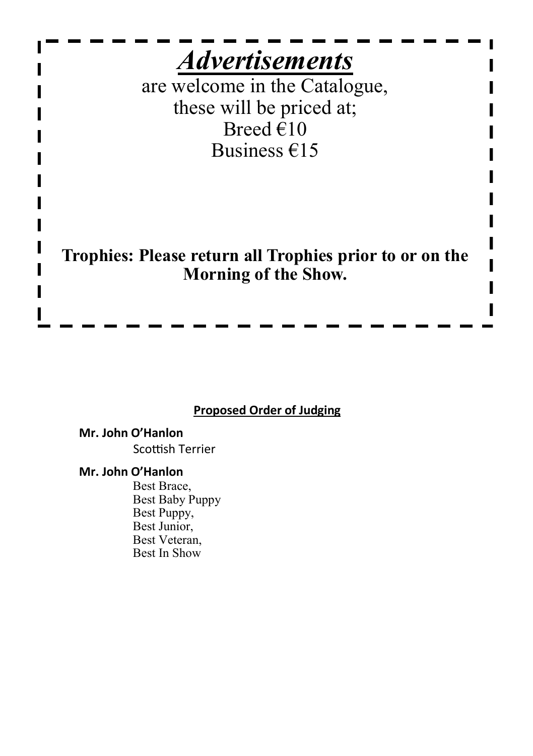# ***Advertisements***

are welcome in the Catalogue,
these will be priced at;
Breed €10
Business €15

**Trophies: Please return all Trophies prior to or on the Morning of the Show.**

**Proposed Order of Judging**

**Mr. John O'Hanlon**

Scottish Terrier

**Mr. John O'Hanlon**

Best Brace,
Best Baby Puppy
Best Puppy,
Best Junior,
Best Veteran,
Best In Show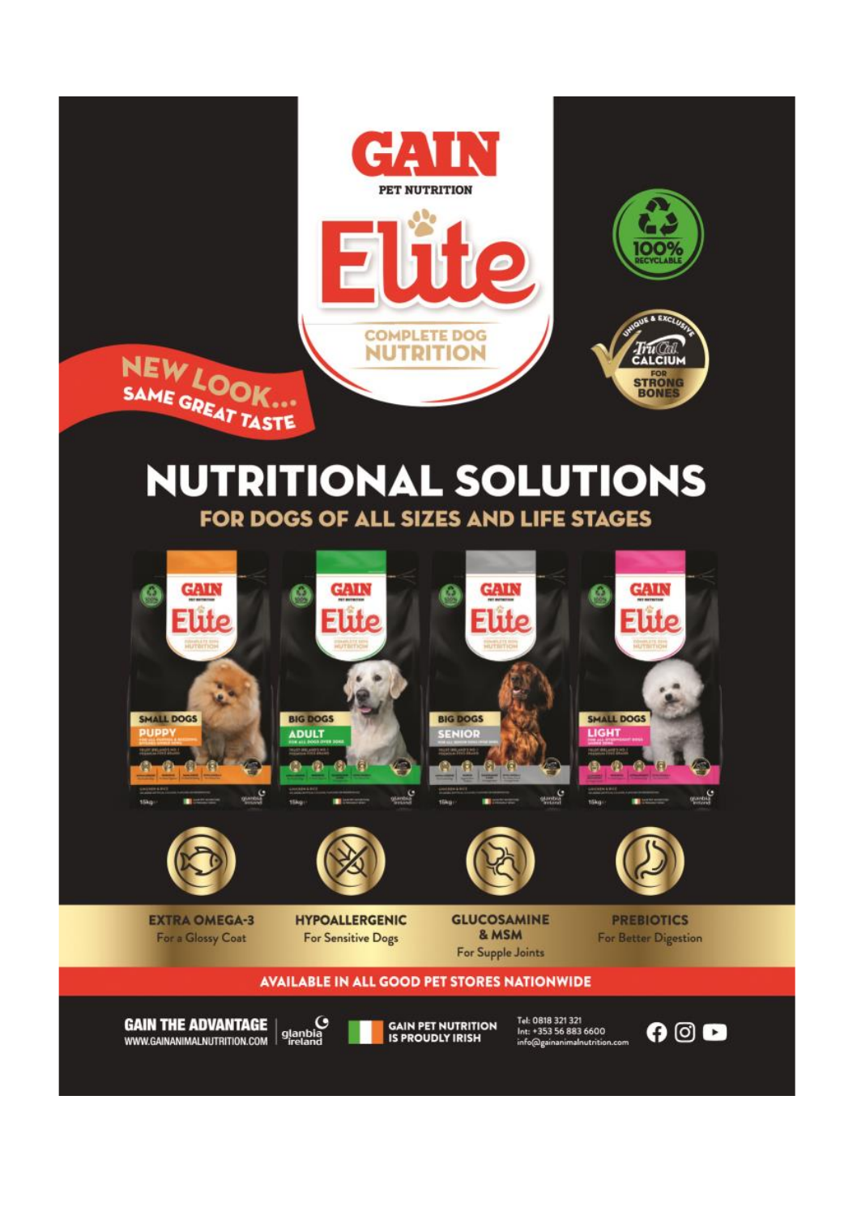# GAIN

PET NUTRITION

# Elite

COMPLETE DOG NUTRITION

100% RECYCLABLE

UNIQUE & EXCLUSIVE TruCal CALCIUM FOR STRONG BONES

NEW LOOK... SAME GREAT TASTE

## NUTRITIONAL SOLUTIONS

### FOR DOGS OF ALL SIZES AND LIFE STAGES

SMALL DOGS PUPPY

BIG DOGS ADULT

BIG DOGS SENIOR

SMALL DOGS LIGHT

**EXTRA OMEGA-3**
For a Glossy Coat

**HYPOALLERGENIC**
For Sensitive Dogs

**GLUCOSAMINE & MSM**
For Supple Joints

**PREBIOTICS**
For Better Digestion

**AVAILABLE IN ALL GOOD PET STORES NATIONWIDE**

**GAIN THE ADVANTAGE**
WWW.GAINANIMALNUTRITION.COM

glanbia ireland

GAIN PET NUTRITION IS PROUDLY IRISH

Tel: 0818 321 321
Int: +353 56 883 6600
info@gainanimalnutrition.com